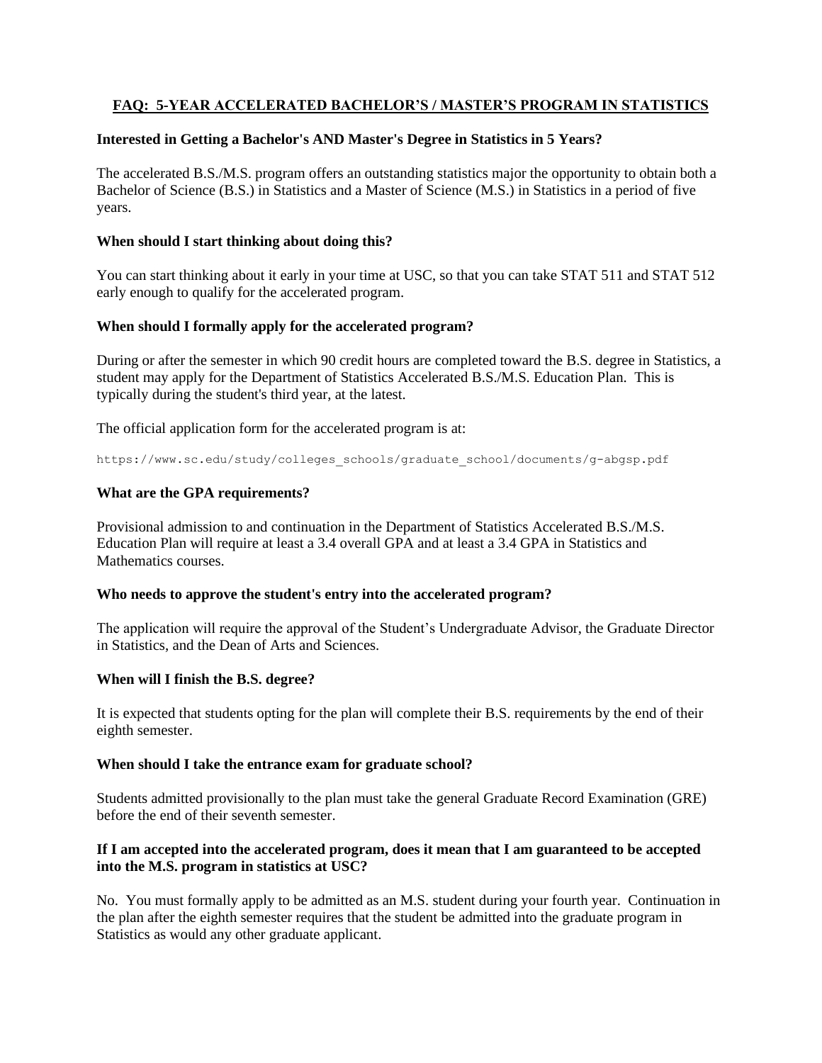# FAQ: 5-YEAR ACCELERATED BACHELOR'S / MASTER'S PROGRAM IN STATISTICS

### Interested in Getting a Bachelor's AND Master's Degree in Statistics in 5 Years?

The accelerated B.S./M.S. program offers an outstanding statistics major the opportunity to obtain both a Bachelor of Science (B.S.) in Statistics and a Master of Science (M.S.) in Statistics in a period of five years.

### When should I start thinking about doing this?

You can start thinking about it early in your time at USC, so that you can take STAT 511 and STAT 512 early enough to qualify for the accelerated program.

### When should I formally apply for the accelerated program?

During or after the semester in which 90 credit hours are completed toward the B.S. degree in Statistics, a student may apply for the Department of Statistics Accelerated B.S./M.S. Education Plan. This is typically during the student's third year, at the latest.

The official application form for the accelerated program is at:

```
https://www.sc.edu/study/colleges_schools/graduate_school/documents/g-abgsp.pdf
```

### What are the GPA requirements?

Provisional admission to and continuation in the Department of Statistics Accelerated B.S./M.S. Education Plan will require at least a 3.4 overall GPA and at least a 3.4 GPA in Statistics and Mathematics courses.

### Who needs to approve the student's entry into the accelerated program?

The application will require the approval of the Student's Undergraduate Advisor, the Graduate Director in Statistics, and the Dean of Arts and Sciences.

### When will I finish the B.S. degree?

It is expected that students opting for the plan will complete their B.S. requirements by the end of their eighth semester.

### When should I take the entrance exam for graduate school?

Students admitted provisionally to the plan must take the general Graduate Record Examination (GRE) before the end of their seventh semester.

### If I am accepted into the accelerated program, does it mean that I am guaranteed to be accepted into the M.S. program in statistics at USC?

No. You must formally apply to be admitted as an M.S. student during your fourth year. Continuation in the plan after the eighth semester requires that the student be admitted into the graduate program in Statistics as would any other graduate applicant.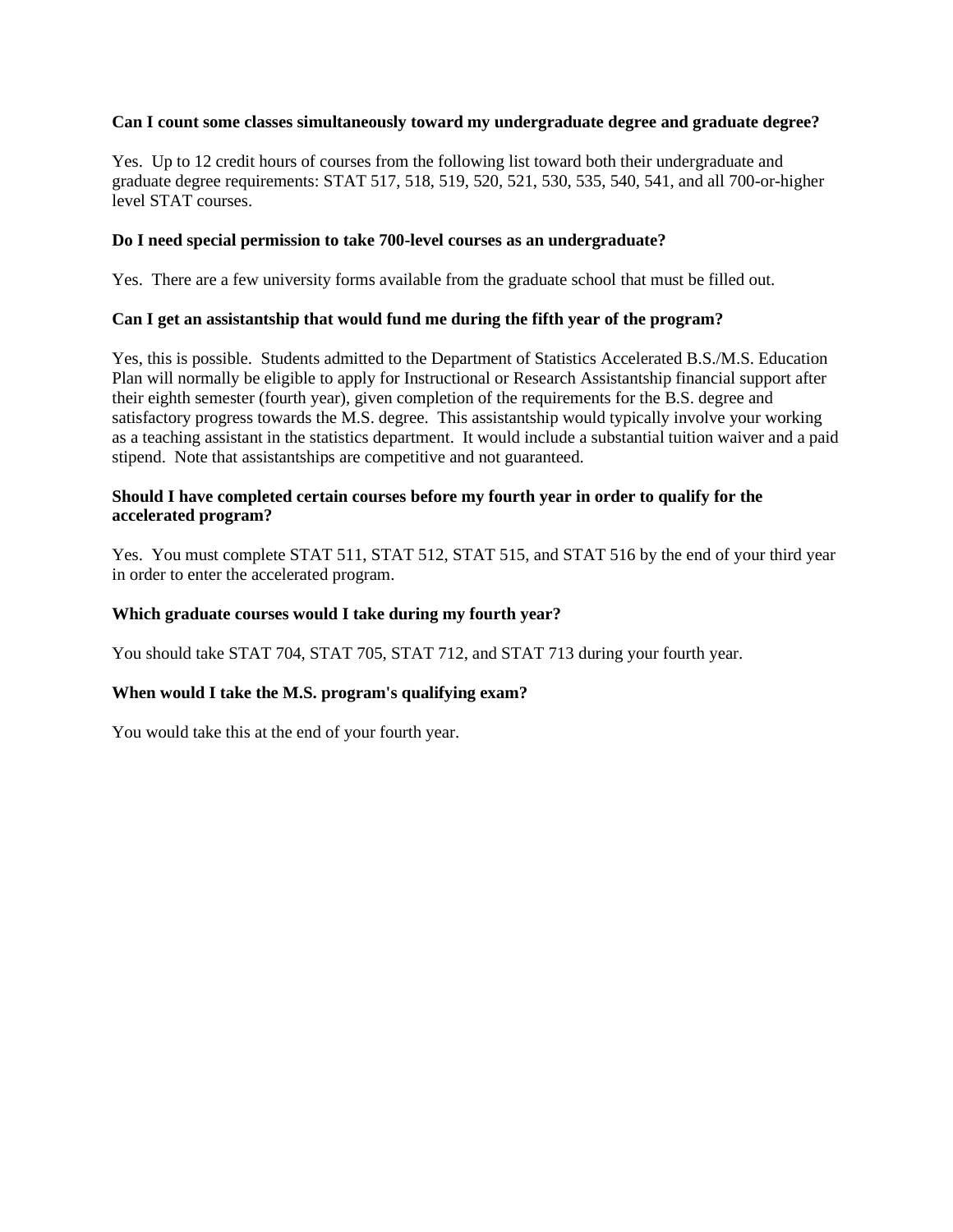**Can I count some classes simultaneously toward my undergraduate degree and graduate degree?**

Yes. Up to 12 credit hours of courses from the following list toward both their undergraduate and graduate degree requirements: STAT 517, 518, 519, 520, 521, 530, 535, 540, 541, and all 700-or-higher level STAT courses.

**Do I need special permission to take 700-level courses as an undergraduate?**

Yes. There are a few university forms available from the graduate school that must be filled out.

**Can I get an assistantship that would fund me during the fifth year of the program?**

Yes, this is possible. Students admitted to the Department of Statistics Accelerated B.S./M.S. Education Plan will normally be eligible to apply for Instructional or Research Assistantship financial support after their eighth semester (fourth year), given completion of the requirements for the B.S. degree and satisfactory progress towards the M.S. degree. This assistantship would typically involve your working as a teaching assistant in the statistics department. It would include a substantial tuition waiver and a paid stipend. Note that assistantships are competitive and not guaranteed.

**Should I have completed certain courses before my fourth year in order to qualify for the accelerated program?**

Yes. You must complete STAT 511, STAT 512, STAT 515, and STAT 516 by the end of your third year in order to enter the accelerated program.

**Which graduate courses would I take during my fourth year?**

You should take STAT 704, STAT 705, STAT 712, and STAT 713 during your fourth year.

**When would I take the M.S. program's qualifying exam?**

You would take this at the end of your fourth year.